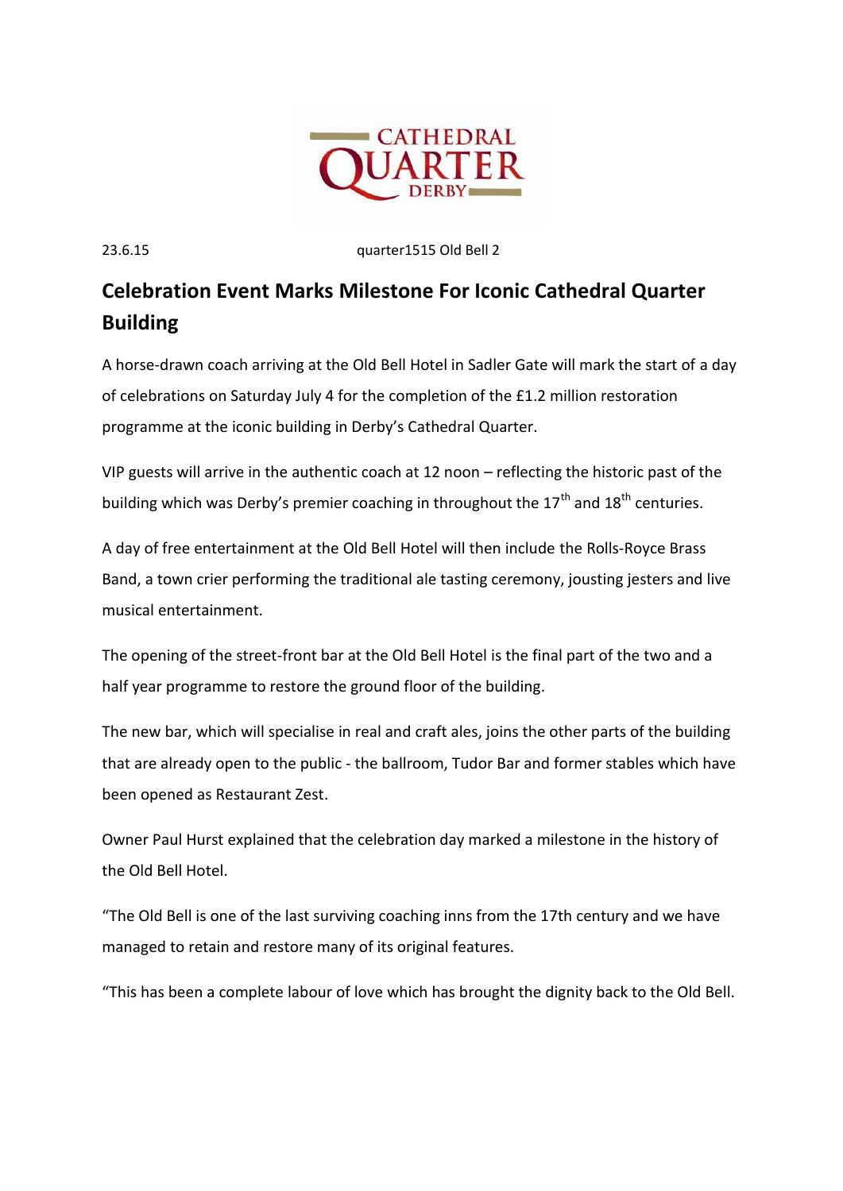CATHEDRAL QUARTER DERBY

23.6.15 quarter1515 Old Bell 2

# Celebration Event Marks Milestone For Iconic Cathedral Quarter Building

A horse-drawn coach arriving at the Old Bell Hotel in Sadler Gate will mark the start of a day of celebrations on Saturday July 4 for the completion of the £1.2 million restoration programme at the iconic building in Derby's Cathedral Quarter.

VIP guests will arrive in the authentic coach at 12 noon – reflecting the historic past of the building which was Derby's premier coaching in throughout the 17th and 18th centuries.

A day of free entertainment at the Old Bell Hotel will then include the Rolls-Royce Brass Band, a town crier performing the traditional ale tasting ceremony, jousting jesters and live musical entertainment.

The opening of the street-front bar at the Old Bell Hotel is the final part of the two and a half year programme to restore the ground floor of the building.

The new bar, which will specialise in real and craft ales, joins the other parts of the building that are already open to the public - the ballroom, Tudor Bar and former stables which have been opened as Restaurant Zest.

Owner Paul Hurst explained that the celebration day marked a milestone in the history of the Old Bell Hotel.

"The Old Bell is one of the last surviving coaching inns from the 17th century and we have managed to retain and restore many of its original features.

"This has been a complete labour of love which has brought the dignity back to the Old Bell.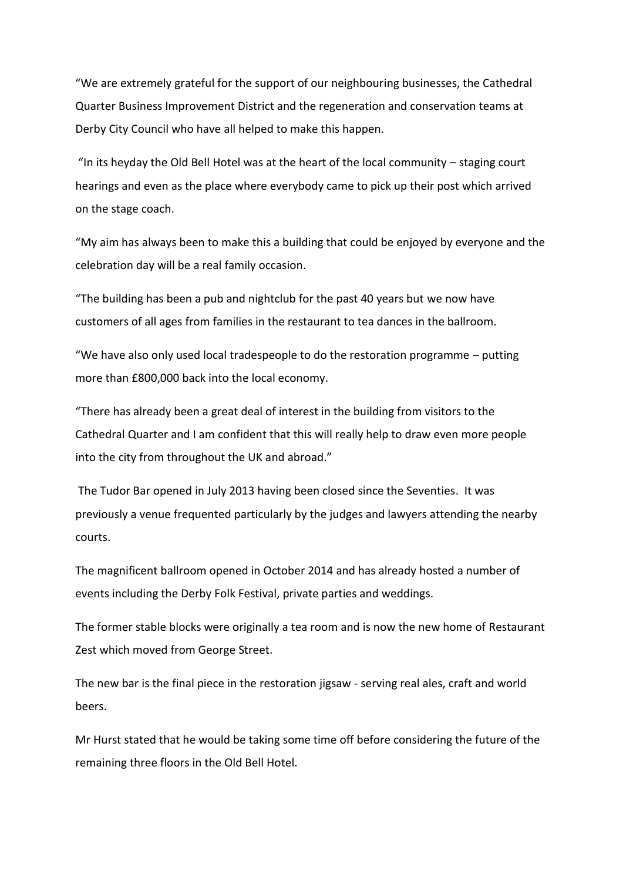"We are extremely grateful for the support of our neighbouring businesses, the Cathedral Quarter Business Improvement District and the regeneration and conservation teams at Derby City Council who have all helped to make this happen.

"In its heyday the Old Bell Hotel was at the heart of the local community – staging court hearings and even as the place where everybody came to pick up their post which arrived on the stage coach.

"My aim has always been to make this a building that could be enjoyed by everyone and the celebration day will be a real family occasion.

"The building has been a pub and nightclub for the past 40 years but we now have customers of all ages from families in the restaurant to tea dances in the ballroom.

"We have also only used local tradespeople to do the restoration programme – putting more than £800,000 back into the local economy.

"There has already been a great deal of interest in the building from visitors to the Cathedral Quarter and I am confident that this will really help to draw even more people into the city from throughout the UK and abroad."

The Tudor Bar opened in July 2013 having been closed since the Seventies. It was previously a venue frequented particularly by the judges and lawyers attending the nearby courts.

The magnificent ballroom opened in October 2014 and has already hosted a number of events including the Derby Folk Festival, private parties and weddings.

The former stable blocks were originally a tea room and is now the new home of Restaurant Zest which moved from George Street.

The new bar is the final piece in the restoration jigsaw - serving real ales, craft and world beers.

Mr Hurst stated that he would be taking some time off before considering the future of the remaining three floors in the Old Bell Hotel.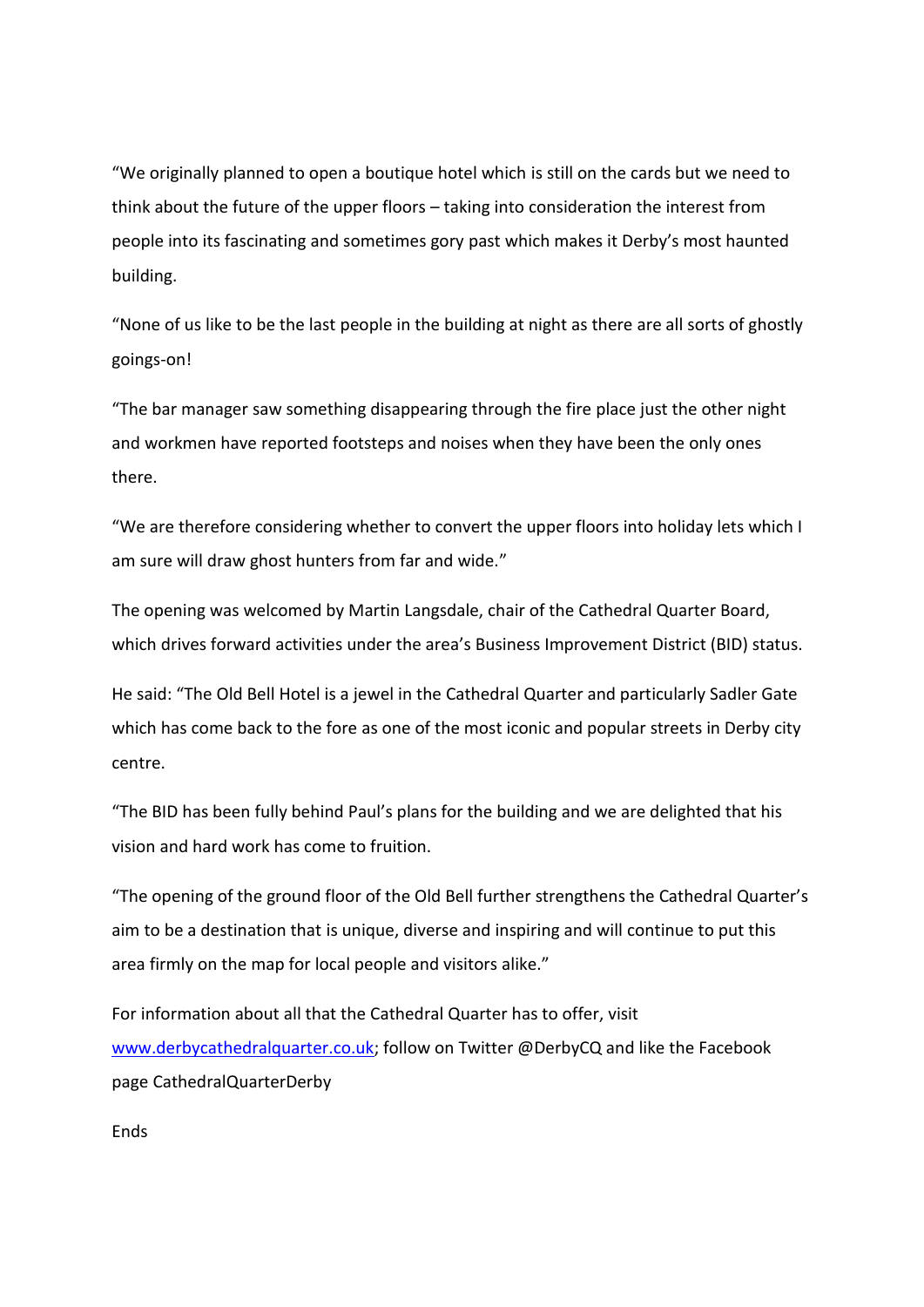"We originally planned to open a boutique hotel which is still on the cards but we need to think about the future of the upper floors – taking into consideration the interest from people into its fascinating and sometimes gory past which makes it Derby's most haunted building.

"None of us like to be the last people in the building at night as there are all sorts of ghostly goings-on!

"The bar manager saw something disappearing through the fire place just the other night and workmen have reported footsteps and noises when they have been the only ones there.

"We are therefore considering whether to convert the upper floors into holiday lets which I am sure will draw ghost hunters from far and wide."

The opening was welcomed by Martin Langsdale, chair of the Cathedral Quarter Board, which drives forward activities under the area's Business Improvement District (BID) status.

He said: "The Old Bell Hotel is a jewel in the Cathedral Quarter and particularly Sadler Gate which has come back to the fore as one of the most iconic and popular streets in Derby city centre.

"The BID has been fully behind Paul's plans for the building and we are delighted that his vision and hard work has come to fruition.

"The opening of the ground floor of the Old Bell further strengthens the Cathedral Quarter's aim to be a destination that is unique, diverse and inspiring and will continue to put this area firmly on the map for local people and visitors alike."

For information about all that the Cathedral Quarter has to offer, visit [www.derbycathedralquarter.co.uk](www.derbycathedralquarter.co.uk); follow on Twitter @DerbyCQ and like the Facebook page CathedralQuarterDerby

Ends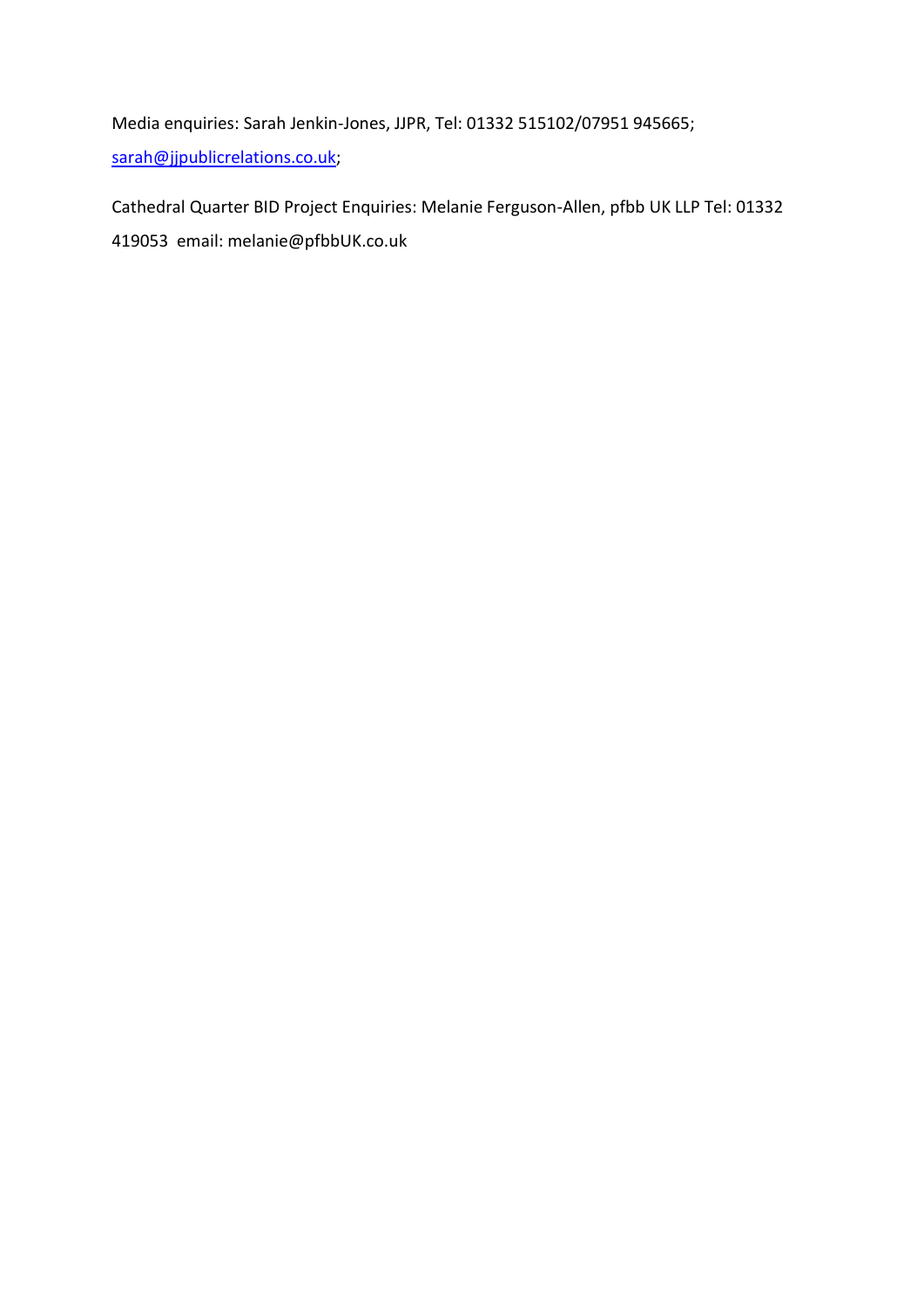Media enquiries: Sarah Jenkin-Jones, JJPR, Tel: 01332 515102/07951 945665; sarah@jjpublicrelations.co.uk;

Cathedral Quarter BID Project Enquiries: Melanie Ferguson-Allen, pfbb UK LLP Tel: 01332 419053 email: melanie@pfbbUK.co.uk